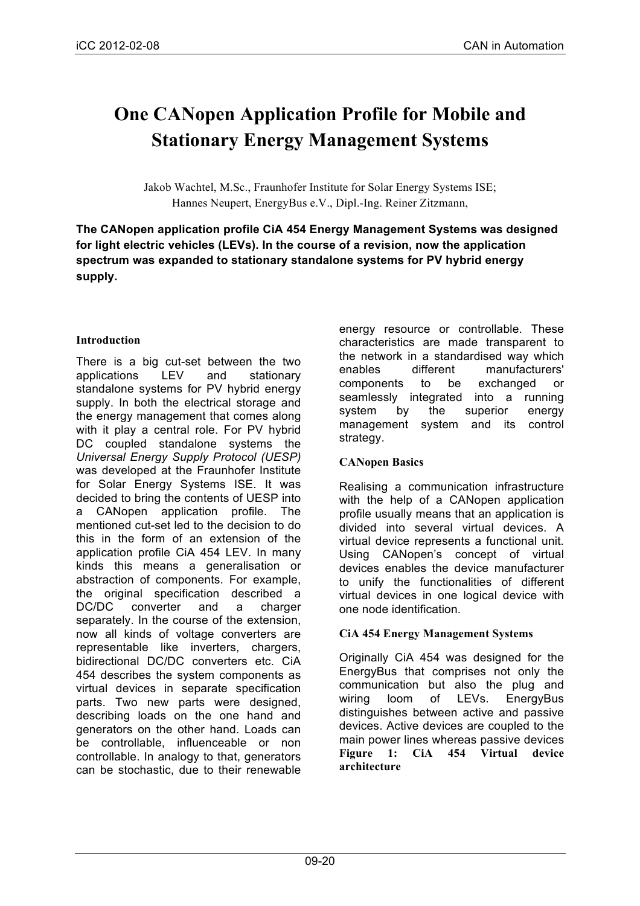# One CANopen Application Profile for Mobile and Stationary Energy Management Systems

Jakob Wachtel, M.Sc., Fraunhofer Institute for Solar Energy Systems ISE; Hannes Neupert, EnergyBus e.V., Dipl.-Ing. Reiner Zitzmann,

**The CANopen application profile CiA 454 Energy Management Systems was designed for light electric vehicles (LEVs). In the course of a revision, now the application spectrum was expanded to stationary standalone systems for PV hybrid energy supply.**

### Introduction

There is a big cut-set between the two applications LEV and stationary standalone systems for PV hybrid energy supply. In both the electrical storage and the energy management that comes along with it play a central role. For PV hybrid DC coupled standalone systems the *Universal Energy Supply Protocol (UESP)* was developed at the Fraunhofer Institute for Solar Energy Systems ISE. It was decided to bring the contents of UESP into a CANopen application profile. The mentioned cut-set led to the decision to do this in the form of an extension of the application profile CiA 454 LEV. In many kinds this means a generalisation or abstraction of components. For example, the original specification described a DC/DC converter and a charger separately. In the course of the extension, now all kinds of voltage converters are representable like inverters, chargers, bidirectional DC/DC converters etc. CiA 454 describes the system components as virtual devices in separate specification parts. Two new parts were designed, describing loads on the one hand and generators on the other hand. Loads can be controllable, influenceable or non controllable. In analogy to that, generators can be stochastic, due to their renewable energy resource or controllable. These characteristics are made transparent to the network in a standardised way which enables different manufacturers' components to be exchanged or seamlessly integrated into a running system by the superior energy management system and its control strategy.

### CANopen Basics

Realising a communication infrastructure with the help of a CANopen application profile usually means that an application is divided into several virtual devices. A virtual device represents a functional unit. Using CANopen's concept of virtual devices enables the device manufacturer to unify the functionalities of different virtual devices in one logical device with one node identification.

### CiA 454 Energy Management Systems

Originally CiA 454 was designed for the EnergyBus that comprises not only the communication but also the plug and wiring loom of LEVs. EnergyBus distinguishes between active and passive devices. Active devices are coupled to the main power lines whereas passive devices

**Figure 1: CiA 454 Virtual device architecture**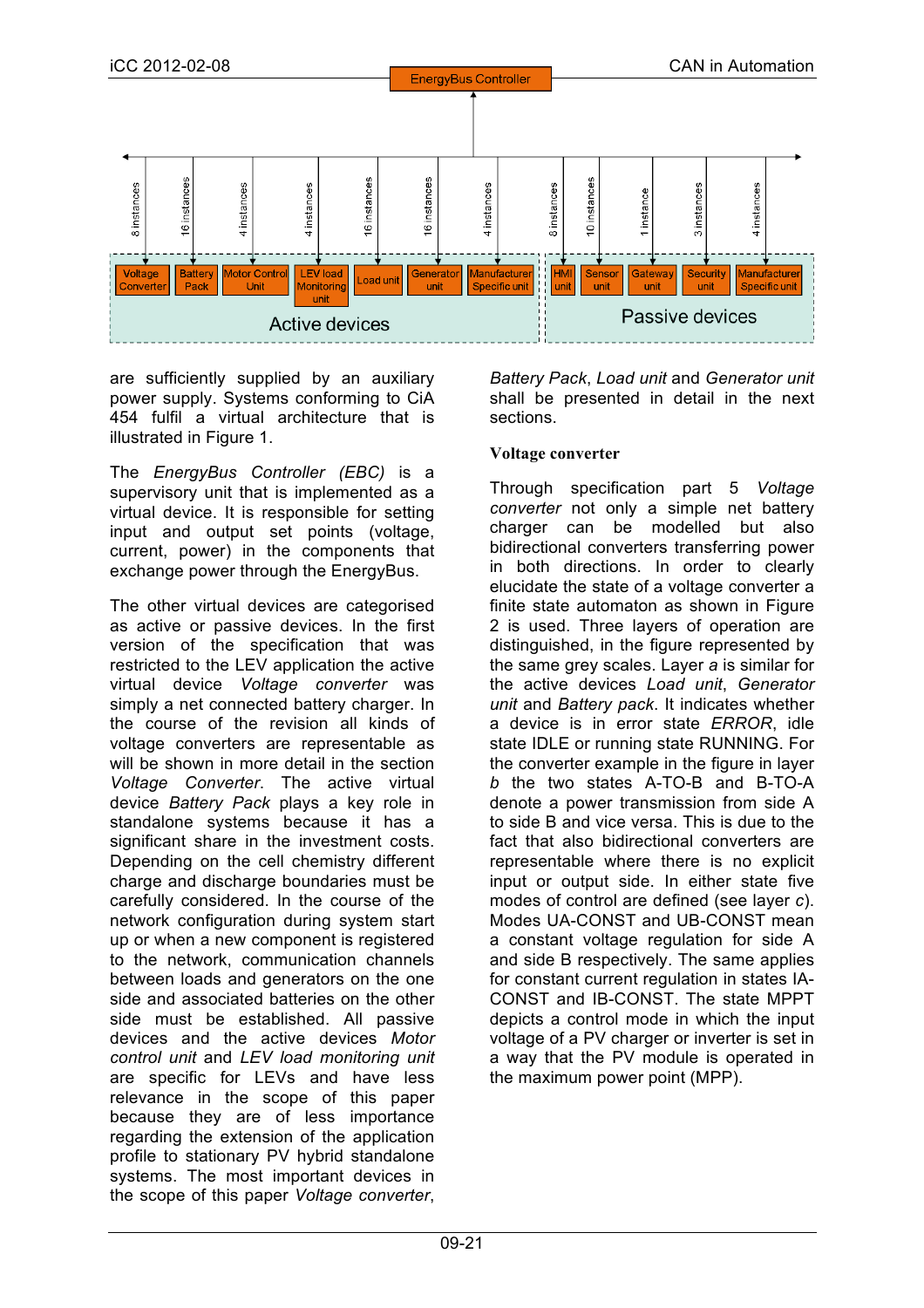are sufficiently supplied by an auxiliary power supply. Systems conforming to CiA 454 fulfil a virtual architecture that is illustrated in Figure 1.

The *EnergyBus Controller (EBC)* is a supervisory unit that is implemented as a virtual device. It is responsible for setting input and output set points (voltage, current, power) in the components that exchange power through the EnergyBus.

The other virtual devices are categorised as active or passive devices. In the first version of the specification that was restricted to the LEV application the active virtual device *Voltage converter* was simply a net connected battery charger. In the course of the revision all kinds of voltage converters are representable as will be shown in more detail in the section *Voltage Converter*. The active virtual device *Battery Pack* plays a key role in standalone systems because it has a significant share in the investment costs. Depending on the cell chemistry different charge and discharge boundaries must be carefully considered. In the course of the network configuration during system start up or when a new component is registered to the network, communication channels between loads and generators on the one side and associated batteries on the other side must be established. All passive devices and the active devices *Motor control unit* and *LEV load monitoring unit* are specific for LEVs and have less relevance in the scope of this paper because they are of less importance regarding the extension of the application profile to stationary PV hybrid standalone systems. The most important devices in the scope of this paper *Voltage converter*, *Battery Pack*, *Load unit* and *Generator unit* shall be presented in detail in the next sections.

### Voltage converter

Through specification part 5 *Voltage converter* not only a simple net battery charger can be modelled but also bidirectional converters transferring power in both directions. In order to clearly elucidate the state of a voltage converter a finite state automaton as shown in Figure 2 is used. Three layers of operation are distinguished, in the figure represented by the same grey scales. Layer *a* is similar for the active devices *Load unit*, *Generator unit* and *Battery pack*. It indicates whether a device is in error state *ERROR*, idle state IDLE or running state RUNNING. For the converter example in the figure in layer *b* the two states A-TO-B and B-TO-A denote a power transmission from side A to side B and vice versa. This is due to the fact that also bidirectional converters are representable where there is no explicit input or output side. In either state five modes of control are defined (see layer *c*). Modes UA-CONST and UB-CONST mean a constant voltage regulation for side A and side B respectively. The same applies for constant current regulation in states IA-CONST and IB-CONST. The state MPPT depicts a control mode in which the input voltage of a PV charger or inverter is set in a way that the PV module is operated in the maximum power point (MPP).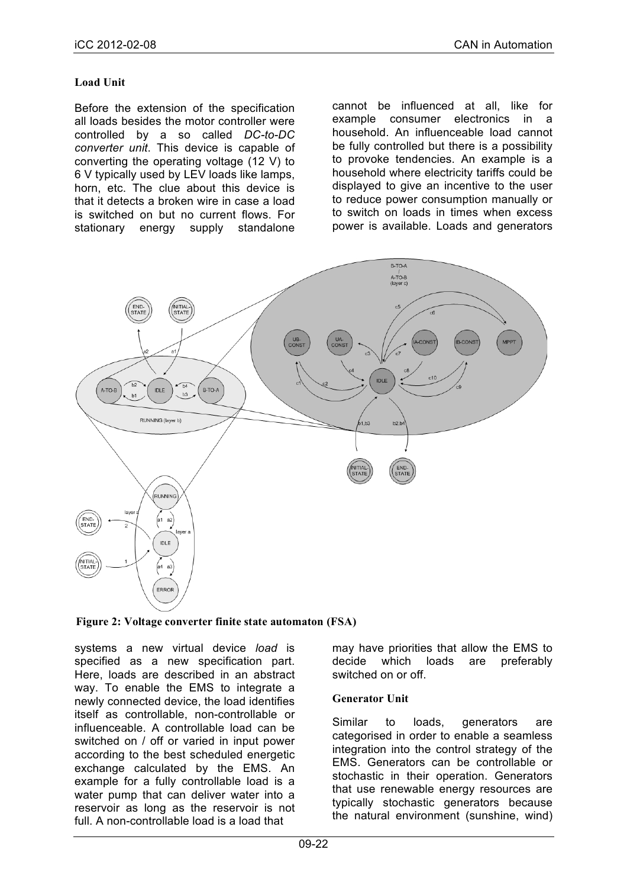### Load Unit

Before the extension of the specification all loads besides the motor controller were controlled by a so called *DC-to-DC converter unit*. This device is capable of converting the operating voltage (12 V) to 6 V typically used by LEV loads like lamps, horn, etc. The clue about this device is that it detects a broken wire in case a load is switched on but no current flows. For stationary energy supply standalone systems a new virtual device *load* is specified as a new specification part. Here, loads are described in an abstract way. To enable the EMS to integrate a newly connected device, the load identifies itself as controllable, non-controllable or influenceable. A controllable load can be switched on / off or varied in input power according to the best scheduled energetic exchange calculated by the EMS. An example for a fully controllable load is a water pump that can deliver water into a reservoir as long as the reservoir is not full. A non-controllable load is a load that cannot be influenced at all, like for example consumer electronics in a household. An influenceable load cannot be fully controlled but there is a possibility to provoke tendencies. An example is a household where electricity tariffs could be displayed to give an incentive to the user to reduce power consumption manually or to switch on loads in times when excess power is available. Loads and generators may have priorities that allow the EMS to decide which loads are preferably switched on or off.

**Figure 2: Voltage converter finite state automaton (FSA)**

### Generator Unit

Similar to loads, generators are categorised in order to enable a seamless integration into the control strategy of the EMS. Generators can be controllable or stochastic in their operation. Generators that use renewable energy resources are typically stochastic generators because the natural environment (sunshine, wind)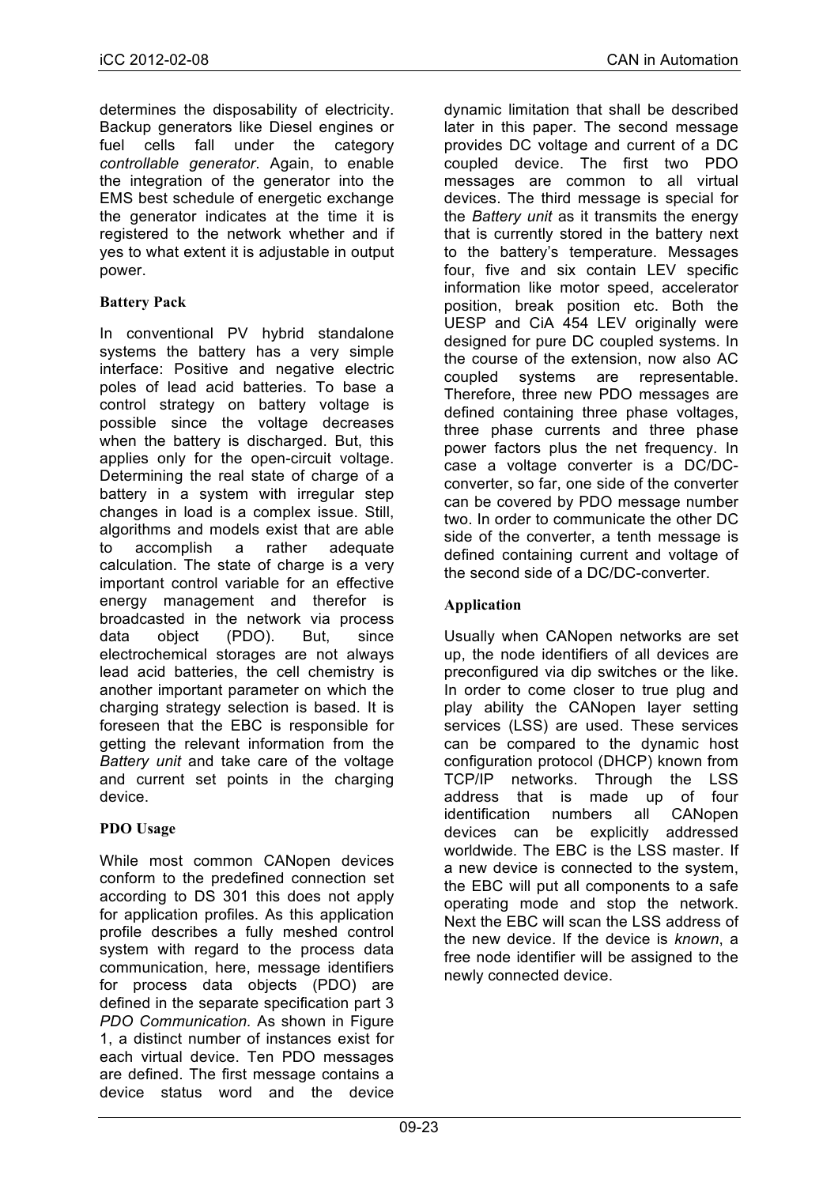determines the disposability of electricity. Backup generators like Diesel engines or fuel cells fall under the category *controllable generator*. Again, to enable the integration of the generator into the EMS best schedule of energetic exchange the generator indicates at the time it is registered to the network whether and if yes to what extent it is adjustable in output power.

### Battery Pack

In conventional PV hybrid standalone systems the battery has a very simple interface: Positive and negative electric poles of lead acid batteries. To base a control strategy on battery voltage is possible since the voltage decreases when the battery is discharged. But, this applies only for the open-circuit voltage. Determining the real state of charge of a battery in a system with irregular step changes in load is a complex issue. Still, algorithms and models exist that are able to accomplish a rather adequate calculation. The state of charge is a very important control variable for an effective energy management and therefor is broadcasted in the network via process data object (PDO). But, since electrochemical storages are not always lead acid batteries, the cell chemistry is another important parameter on which the charging strategy selection is based. It is foreseen that the EBC is responsible for getting the relevant information from the *Battery unit* and take care of the voltage and current set points in the charging device.

### PDO Usage

While most common CANopen devices conform to the predefined connection set according to DS 301 this does not apply for application profiles. As this application profile describes a fully meshed control system with regard to the process data communication, here, message identifiers for process data objects (PDO) are defined in the separate specification part 3 *PDO Communication.* As shown in Figure 1, a distinct number of instances exist for each virtual device. Ten PDO messages are defined. The first message contains a device status word and the device dynamic limitation that shall be described later in this paper. The second message provides DC voltage and current of a DC coupled device. The first two PDO messages are common to all virtual devices. The third message is special for the *Battery unit* as it transmits the energy that is currently stored in the battery next to the battery's temperature. Messages four, five and six contain LEV specific information like motor speed, accelerator position, break position etc. Both the UESP and CiA 454 LEV originally were designed for pure DC coupled systems. In the course of the extension, now also AC coupled systems are representable. Therefore, three new PDO messages are defined containing three phase voltages, three phase currents and three phase power factors plus the net frequency. In case a voltage converter is a DC/DC-converter, so far, one side of the converter can be covered by PDO message number two. In order to communicate the other DC side of the converter, a tenth message is defined containing current and voltage of the second side of a DC/DC-converter.

### Application

Usually when CANopen networks are set up, the node identifiers of all devices are preconfigured via dip switches or the like. In order to come closer to true plug and play ability the CANopen layer setting services (LSS) are used. These services can be compared to the dynamic host configuration protocol (DHCP) known from TCP/IP networks. Through the LSS address that is made up of four identification numbers all CANopen devices can be explicitly addressed worldwide. The EBC is the LSS master. If a new device is connected to the system, the EBC will put all components to a safe operating mode and stop the network. Next the EBC will scan the LSS address of the new device. If the device is *known*, a free node identifier will be assigned to the newly connected device.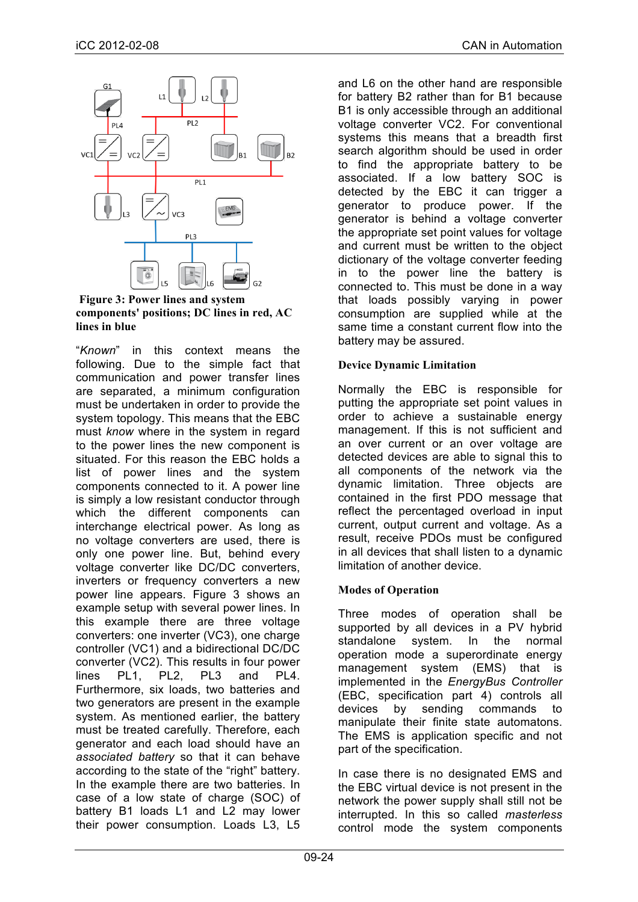**Figure 3: Power lines and system components' positions; DC lines in red, AC lines in blue**

"*Known*" in this context means the following. Due to the simple fact that communication and power transfer lines are separated, a minimum configuration must be undertaken in order to provide the system topology. This means that the EBC must *know* where in the system in regard to the power lines the new component is situated. For this reason the EBC holds a list of power lines and the system components connected to it. A power line is simply a low resistant conductor through which the different components can interchange electrical power. As long as no voltage converters are used, there is only one power line. But, behind every voltage converter like DC/DC converters, inverters or frequency converters a new power line appears. Figure 3 shows an example setup with several power lines. In this example there are three voltage converters: one inverter (VC3), one charge controller (VC1) and a bidirectional DC/DC converter (VC2). This results in four power lines PL1, PL2, PL3 and PL4. Furthermore, six loads, two batteries and two generators are present in the example system. As mentioned earlier, the battery must be treated carefully. Therefore, each generator and each load should have an *associated battery* so that it can behave according to the state of the "right" battery. In the example there are two batteries. In case of a low state of charge (SOC) of battery B1 loads L1 and L2 may lower their power consumption. Loads L3, L5 and L6 on the other hand are responsible for battery B2 rather than for B1 because B1 is only accessible through an additional voltage converter VC2. For conventional systems this means that a breadth first search algorithm should be used in order to find the appropriate battery to be associated. If a low battery SOC is detected by the EBC it can trigger a generator to produce power. If the generator is behind a voltage converter the appropriate set point values for voltage and current must be written to the object dictionary of the voltage converter feeding in to the power line the battery is connected to. This must be done in a way that loads possibly varying in power consumption are supplied while at the same time a constant current flow into the battery may be assured.

### Device Dynamic Limitation

Normally the EBC is responsible for putting the appropriate set point values in order to achieve a sustainable energy management. If this is not sufficient and an over current or an over voltage are detected devices are able to signal this to all components of the network via the dynamic limitation. Three objects are contained in the first PDO message that reflect the percentaged overload in input current, output current and voltage. As a result, receive PDOs must be configured in all devices that shall listen to a dynamic limitation of another device.

### Modes of Operation

Three modes of operation shall be supported by all devices in a PV hybrid standalone system. In the normal operation mode a superordinate energy management system (EMS) that is implemented in the *EnergyBus Controller* (EBC, specification part 4) controls all devices by sending commands to manipulate their finite state automatons. The EMS is application specific and not part of the specification.

In case there is no designated EMS and the EBC virtual device is not present in the network the power supply shall still not be interrupted. In this so called *masterless* control mode the system components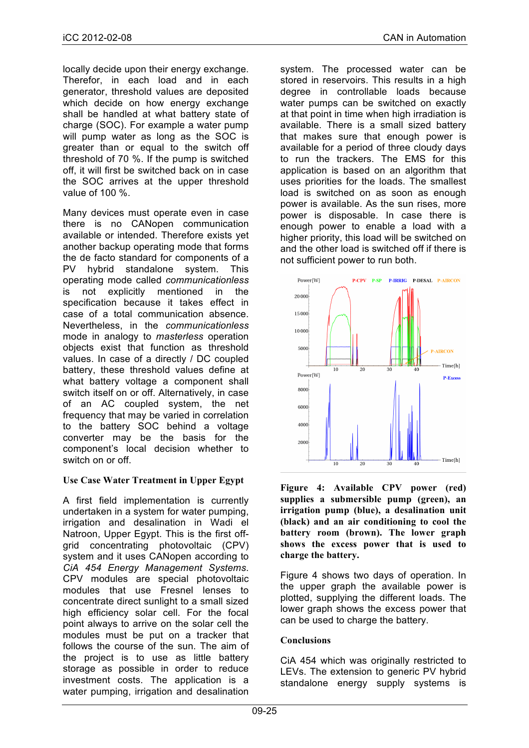locally decide upon their energy exchange. Therefor, in each load and in each generator, threshold values are deposited which decide on how energy exchange shall be handled at what battery state of charge (SOC). For example a water pump will pump water as long as the SOC is greater than or equal to the switch off threshold of 70 %. If the pump is switched off, it will first be switched back on in case the SOC arrives at the upper threshold value of 100 %.

Many devices must operate even in case there is no CANopen communication available or intended. Therefore exists yet another backup operating mode that forms the de facto standard for components of a PV hybrid standalone system. This operating mode called *communicationless* is not explicitly mentioned in the specification because it takes effect in case of a total communication absence. Nevertheless, in the *communicationless* mode in analogy to *masterless* operation objects exist that function as threshold values. In case of a directly / DC coupled battery, these threshold values define at what battery voltage a component shall switch itself on or off. Alternatively, in case of an AC coupled system, the net frequency that may be varied in correlation to the battery SOC behind a voltage converter may be the basis for the component's local decision whether to switch on or off.

### Use Case Water Treatment in Upper Egypt

A first field implementation is currently undertaken in a system for water pumping, irrigation and desalination in Wadi el Natroon, Upper Egypt. This is the first off-grid concentrating photovoltaic (CPV) system and it uses CANopen according to *CiA 454 Energy Management Systems*. CPV modules are special photovoltaic modules that use Fresnel lenses to concentrate direct sunlight to a small sized high efficiency solar cell. For the focal point always to arrive on the solar cell the modules must be put on a tracker that follows the course of the sun. The aim of the project is to use as little battery storage as possible in order to reduce investment costs. The application is a water pumping, irrigation and desalination system. The processed water can be stored in reservoirs. This results in a high degree in controllable loads because water pumps can be switched on exactly at that point in time when high irradiation is available. There is a small sized battery that makes sure that enough power is available for a period of three cloudy days to run the trackers. The EMS for this application is based on an algorithm that uses priorities for the loads. The smallest load is switched on as soon as enough power is available. As the sun rises, more power is disposable. In case there is enough power to enable a load with a higher priority, this load will be switched on and the other load is switched off if there is not sufficient power to run both.

**Figure 4: Available CPV power (red) supplies a submersible pump (green), an irrigation pump (blue), a desalination unit (black) and an air conditioning to cool the battery room (brown). The lower graph shows the excess power that is used to charge the battery.**

Figure 4 shows two days of operation. In the upper graph the available power is plotted, supplying the different loads. The lower graph shows the excess power that can be used to charge the battery.

### Conclusions

CiA 454 which was originally restricted to LEVs. The extension to generic PV hybrid standalone energy supply systems is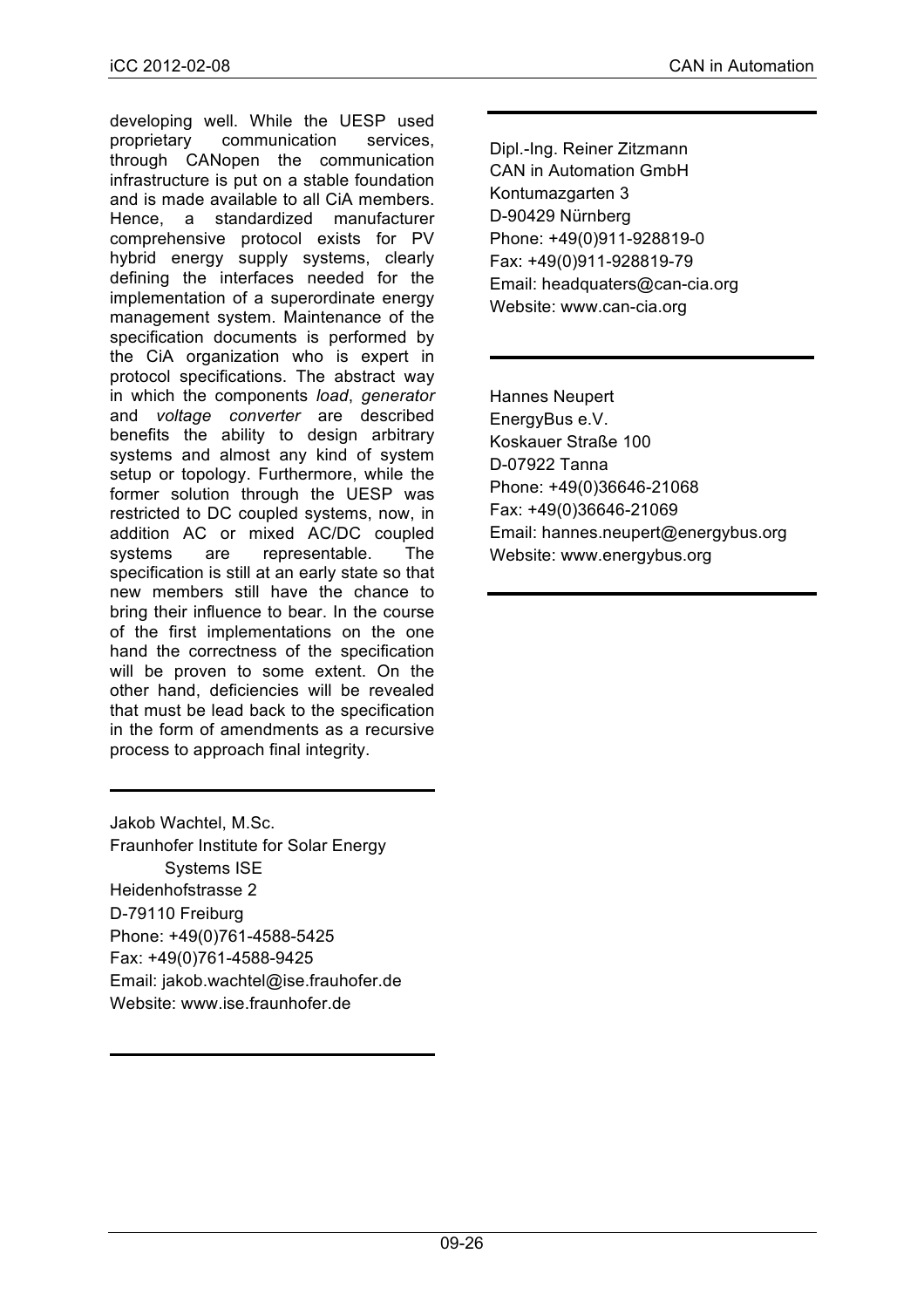developing well. While the UESP used proprietary communication services, through CANopen the communication infrastructure is put on a stable foundation and is made available to all CiA members. Hence, a standardized manufacturer comprehensive protocol exists for PV hybrid energy supply systems, clearly defining the interfaces needed for the implementation of a superordinate energy management system. Maintenance of the specification documents is performed by the CiA organization who is expert in protocol specifications. The abstract way in which the components *load*, *generator* and *voltage converter* are described benefits the ability to design arbitrary systems and almost any kind of system setup or topology. Furthermore, while the former solution through the UESP was restricted to DC coupled systems, now, in addition AC or mixed AC/DC coupled systems are representable. The specification is still at an early state so that new members still have the chance to bring their influence to bear. In the course of the first implementations on the one hand the correctness of the specification will be proven to some extent. On the other hand, deficiencies will be revealed that must be lead back to the specification in the form of amendments as a recursive process to approach final integrity.

---

Jakob Wachtel, M.Sc.
Fraunhofer Institute for Solar Energy Systems ISE
Heidenhofstrasse 2
D-79110 Freiburg
Phone: +49(0)761-4588-5425
Fax: +49(0)761-4588-9425
Email: jakob.wachtel@ise.frauhofer.de
Website: www.ise.fraunhofer.de

---

Dipl.-Ing. Reiner Zitzmann
CAN in Automation GmbH
Kontumazgarten 3
D-90429 Nürnberg
Phone: +49(0)911-928819-0
Fax: +49(0)911-928819-79
Email: headquaters@can-cia.org
Website: www.can-cia.org

---

Hannes Neupert
EnergyBus e.V.
Koskauer Straße 100
D-07922 Tanna
Phone: +49(0)36646-21068
Fax: +49(0)36646-21069
Email: hannes.neupert@energybus.org
Website: www.energybus.org